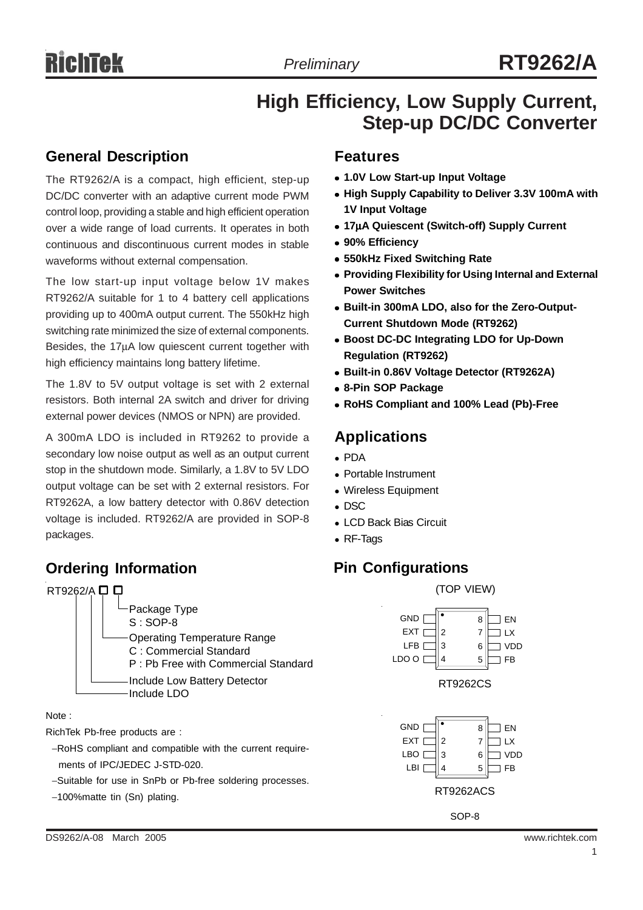# RT9262/A

*Preliminary*

# High Efficiency, Low Supply Current, Step-up DC/DC Converter

## General Description

The RT9262/A is a compact, high efficient, step-up DC/DC converter with an adaptive current mode PWM control loop, providing a stable and high efficient operation over a wide range of load currents. It operates in both continuous and discontinuous current modes in stable waveforms without external compensation.

The low start-up input voltage below 1V makes RT9262/A suitable for 1 to 4 battery cell applications providing up to 400mA output current. The 550kHz high switching rate minimized the size of external components. Besides, the 17μA low quiescent current together with high efficiency maintains long battery lifetime.

The 1.8V to 5V output voltage is set with 2 external resistors. Both internal 2A switch and driver for driving external power devices (NMOS or NPN) are provided.

A 300mA LDO is included in RT9262 to provide a secondary low noise output as well as an output current stop in the shutdown mode. Similarly, a 1.8V to 5V LDO output voltage can be set with 2 external resistors. For RT9262A, a low battery detector with 0.86V detection voltage is included. RT9262/A are provided in SOP-8 packages.

## Ordering Information

RT9262/A □ □

- Package Type
  - S : SOP-8
- Operating Temperature Range
  - C : Commercial Standard
  - P : Pb Free with Commercial Standard
- Include Low Battery Detector
- Include LDO

Note :

RichTek Pb-free products are :

- −RoHS compliant and compatible with the current requirements of IPC/JEDEC J-STD-020.
- −Suitable for use in SnPb or Pb-free soldering processes.
- −100%matte tin (Sn) plating.

## Features

- **1.0V Low Start-up Input Voltage**
- **High Supply Capability to Deliver 3.3V 100mA with 1V Input Voltage**
- **17μA Quiescent (Switch-off) Supply Current**
- **90% Efficiency**
- **550kHz Fixed Switching Rate**
- **Providing Flexibility for Using Internal and External Power Switches**
- **Built-in 300mA LDO, also for the Zero-Output-Current Shutdown Mode (RT9262)**
- **Boost DC-DC Integrating LDO for Up-Down Regulation (RT9262)**
- **Built-in 0.86V Voltage Detector (RT9262A)**
- **8-Pin SOP Package**
- **RoHS Compliant and 100% Lead (Pb)-Free**

## Applications

- PDA
- Portable Instrument
- Wireless Equipment
- DSC
- LCD Back Bias Circuit
- RF-Tags

## Pin Configurations

(TOP VIEW)

| Pin | Name | Pin | Name |
|---|---|---|---|
| 1 | GND | 8 | EN |
| 2 | EXT | 7 | LX |
| 3 | LFB | 6 | VDD |
| 4 | LDO O | 5 | FB |

RT9262CS

| Pin | Name | Pin | Name |
|---|---|---|---|
| 1 | GND | 8 | EN |
| 2 | EXT | 7 | LX |
| 3 | LBO | 6 | VDD |
| 4 | LBI | 5 | FB |

RT9262ACS

SOP-8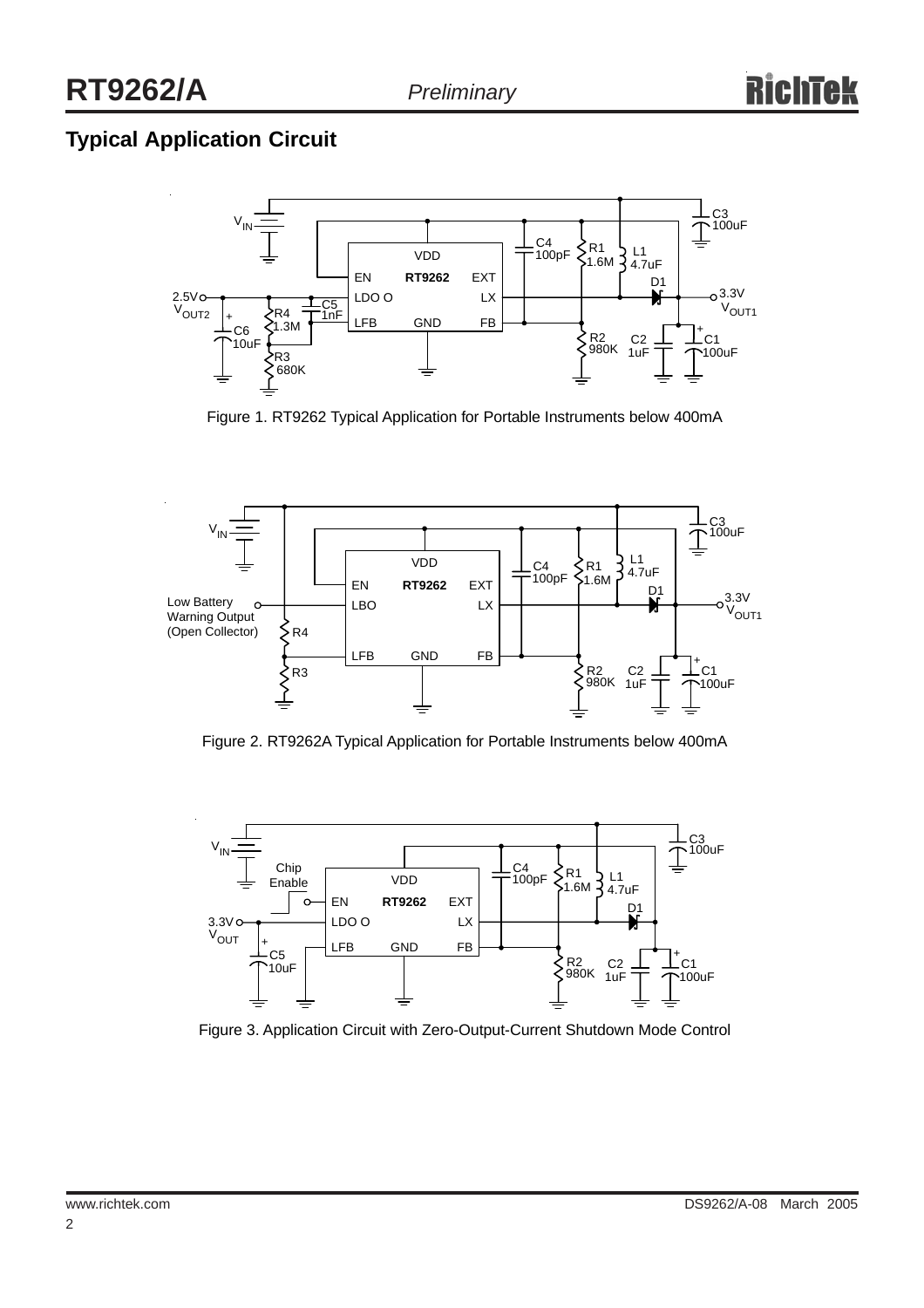## Typical Application Circuit

Figure 1. RT9262 Typical Application for Portable Instruments below 400mA

Figure 2. RT9262A Typical Application for Portable Instruments below 400mA

Figure 3. Application Circuit with Zero-Output-Current Shutdown Mode Control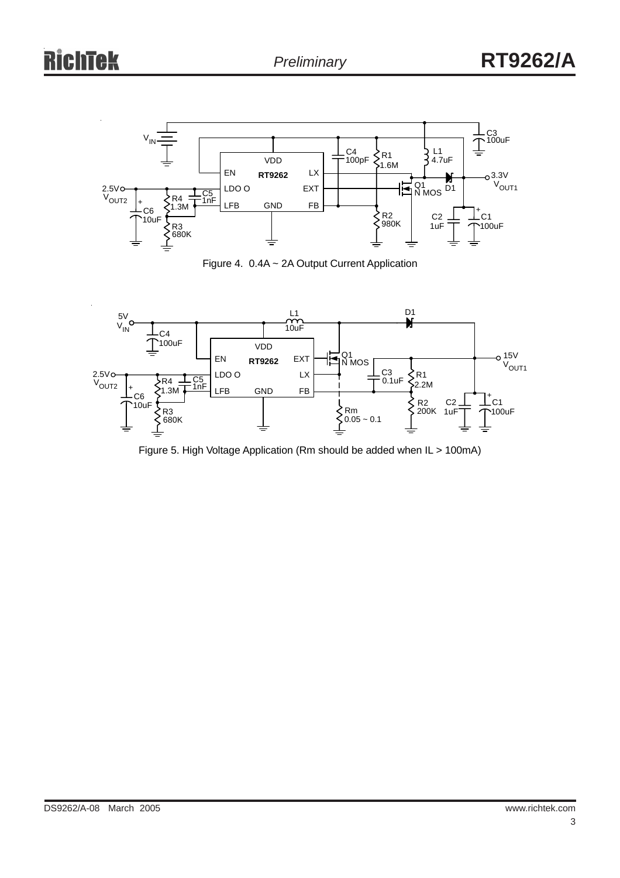Figure 4. 0.4A ~ 2A Output Current Application

Figure 5. High Voltage Application (Rm should be added when IL > 100mA)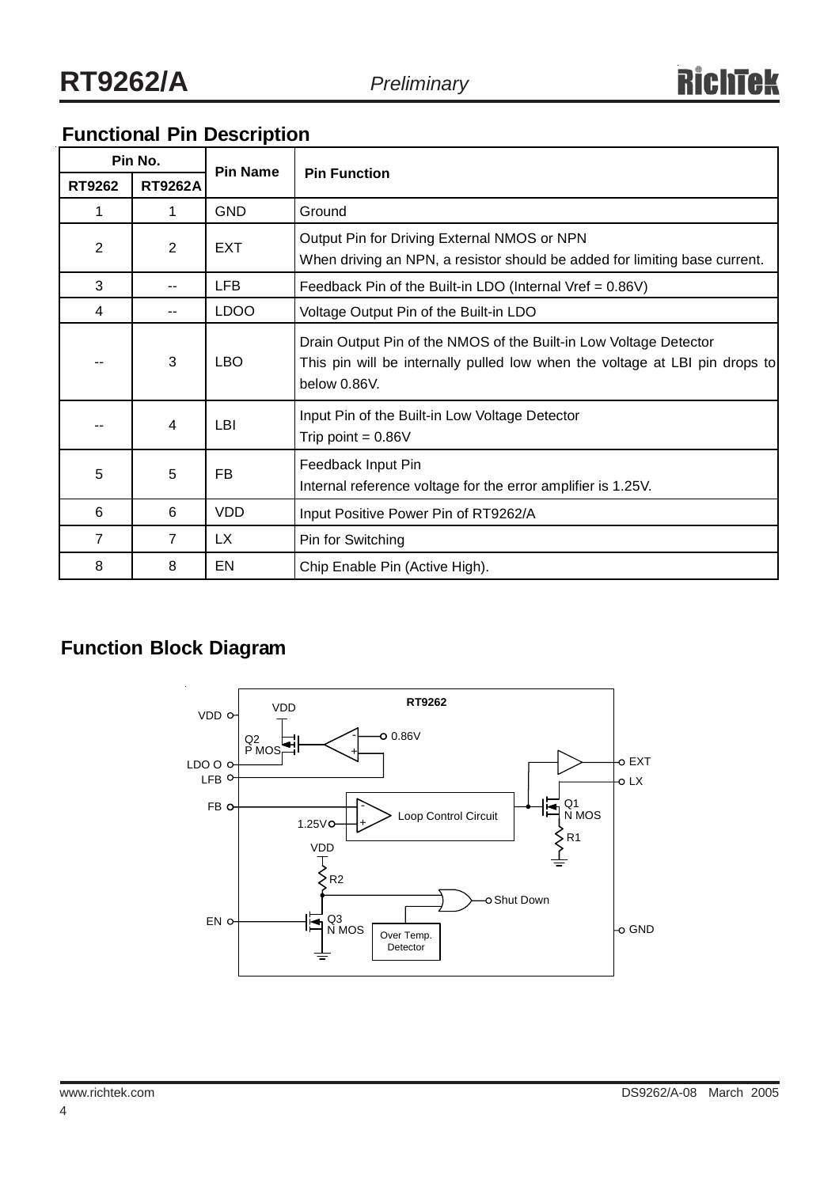## Functional Pin Description

| Pin No. | | Pin Name | Pin Function |
|---|---|---|---|
| RT9262 | RT9262A | | |
| 1 | 1 | GND | Ground |
| 2 | 2 | EXT | Output Pin for Driving External NMOS or NPN<br>When driving an NPN, a resistor should be added for limiting base current. |
| 3 | -- | LFB | Feedback Pin of the Built-in LDO (Internal Vref = 0.86V) |
| 4 | -- | LDOO | Voltage Output Pin of the Built-in LDO |
| -- | 3 | LBO | Drain Output Pin of the NMOS of the Built-in Low Voltage Detector<br>This pin will be internally pulled low when the voltage at LBI pin drops to below 0.86V. |
| -- | 4 | LBI | Input Pin of the Built-in Low Voltage Detector<br>Trip point = 0.86V |
| 5 | 5 | FB | Feedback Input Pin<br>Internal reference voltage for the error amplifier is 1.25V. |
| 6 | 6 | VDD | Input Positive Power Pin of RT9262/A |
| 7 | 7 | LX | Pin for Switching |
| 8 | 8 | EN | Chip Enable Pin (Active High). |

## Function Block Diagram

RT9262

VDD, LDO O, LFB, FB, EN, EXT, LX, GND, Q2 P MOS, 0.86V, Q1 N MOS, R1, Loop Control Circuit, 1.25V, VDD, R2, Shut Down, Q3 N MOS, Over Temp. Detector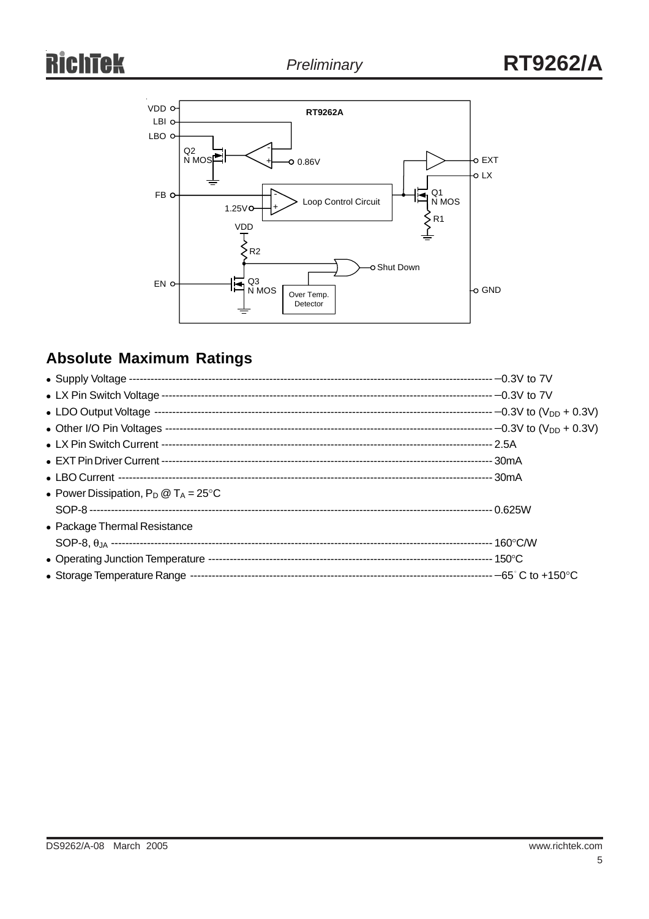## Absolute Maximum Ratings

- Supply Voltage ------------------------------------------------------------------------------------------------- −0.3V to 7V
- LX Pin Switch Voltage ------------------------------------------------------------------------------------------- −0.3V to 7V
- LDO Output Voltage --------------------------------------------------------------------------------------------- −0.3V to ($V_{DD}$ + 0.3V)
- Other I/O Pin Voltages ------------------------------------------------------------------------------------------ −0.3V to ($V_{DD}$ + 0.3V)
- LX Pin Switch Current ------------------------------------------------------------------------------------------- 2.5A
- EXT Pin Driver Current ------------------------------------------------------------------------------------------ 30mA
- LBO Current ------------------------------------------------------------------------------------------------------ 30mA
- Power Dissipation, $P_D$ @ $T_A$ = 25°C
  SOP-8 ----------------------------------------------------------------------------------------------------------- 0.625W
- Package Thermal Resistance
  SOP-8, $\theta_{JA}$ ------------------------------------------------------------------------------------------------------ 160°C/W
- Operating Junction Temperature ---------------------------------------------------------------------------- 150°C
- Storage Temperature Range -------------------------------------------------------------------------------- −65°C to +150°C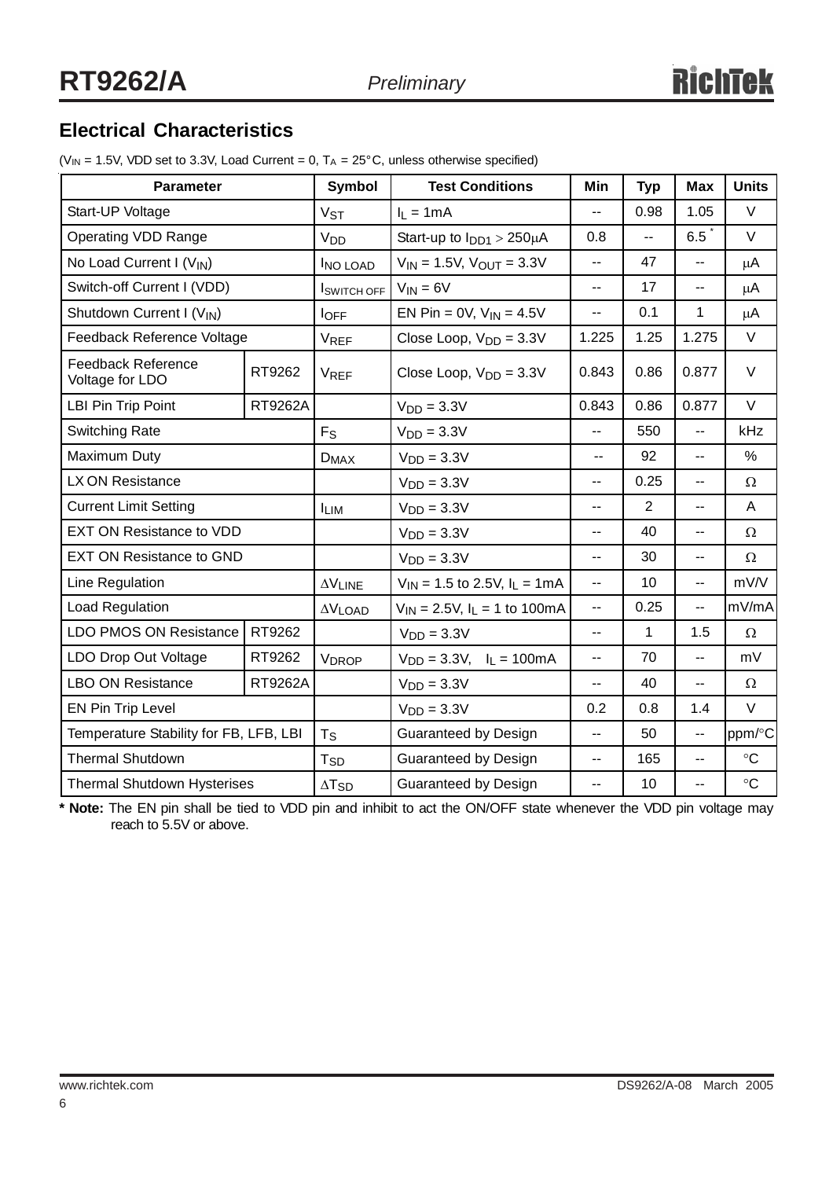## Electrical Characteristics

($V_{IN}$ = 1.5V, VDD set to 3.3V, Load Current = 0, $T_A$ = 25°C, unless otherwise specified)

| Parameter | | Symbol | Test Conditions | Min | Typ | Max | Units |
|---|---|---|---|---|---|---|---|
| Start-UP Voltage | | $V_{ST}$ | $I_L$ = 1mA | -- | 0.98 | 1.05 | V |
| Operating VDD Range | | $V_{DD}$ | Start-up to $I_{DD1}$ > 250μA | 0.8 | -- | 6.5 * | V |
| No Load Current I ($V_{IN}$) | | $I_{NO\ LOAD}$ | $V_{IN}$ = 1.5V, $V_{OUT}$ = 3.3V | -- | 47 | -- | μA |
| Switch-off Current I (VDD) | | $I_{SWITCH\ OFF}$ | $V_{IN}$ = 6V | -- | 17 | -- | μA |
| Shutdown Current I ($V_{IN}$) | | $I_{OFF}$ | EN Pin = 0V, $V_{IN}$ = 4.5V | -- | 0.1 | 1 | μA |
| Feedback Reference Voltage | | $V_{REF}$ | Close Loop, $V_{DD}$ = 3.3V | 1.225 | 1.25 | 1.275 | V |
| Feedback Reference Voltage for LDO | RT9262 | $V_{REF}$ | Close Loop, $V_{DD}$ = 3.3V | 0.843 | 0.86 | 0.877 | V |
| LBI Pin Trip Point | RT9262A | | $V_{DD}$ = 3.3V | 0.843 | 0.86 | 0.877 | V |
| Switching Rate | | $F_S$ | $V_{DD}$ = 3.3V | -- | 550 | -- | kHz |
| Maximum Duty | | $D_{MAX}$ | $V_{DD}$ = 3.3V | -- | 92 | -- | % |
| LX ON Resistance | | | $V_{DD}$ = 3.3V | -- | 0.25 | -- | Ω |
| Current Limit Setting | | $I_{LIM}$ | $V_{DD}$ = 3.3V | -- | 2 | -- | A |
| EXT ON Resistance to VDD | | | $V_{DD}$ = 3.3V | -- | 40 | -- | Ω |
| EXT ON Resistance to GND | | | $V_{DD}$ = 3.3V | -- | 30 | -- | Ω |
| Line Regulation | | $\Delta V_{LINE}$ | $V_{IN}$ = 1.5 to 2.5V, $I_L$ = 1mA | -- | 10 | -- | mV/V |
| Load Regulation | | $\Delta V_{LOAD}$ | $V_{IN}$ = 2.5V, $I_L$ = 1 to 100mA | -- | 0.25 | -- | mV/mA |
| LDO PMOS ON Resistance | RT9262 | | $V_{DD}$ = 3.3V | -- | 1 | 1.5 | Ω |
| LDO Drop Out Voltage | RT9262 | $V_{DROP}$ | $V_{DD}$ = 3.3V, $I_L$ = 100mA | -- | 70 | -- | mV |
| LBO ON Resistance | RT9262A | | $V_{DD}$ = 3.3V | -- | 40 | -- | Ω |
| EN Pin Trip Level | | | $V_{DD}$ = 3.3V | 0.2 | 0.8 | 1.4 | V |
| Temperature Stability for FB, LFB, LBI | | $T_S$ | Guaranteed by Design | -- | 50 | -- | ppm/°C |
| Thermal Shutdown | | $T_{SD}$ | Guaranteed by Design | -- | 165 | -- | °C |
| Thermal Shutdown Hysterises | | $\Delta T_{SD}$ | Guaranteed by Design | -- | 10 | -- | °C |

**\* Note:** The EN pin shall be tied to VDD pin and inhibit to act the ON/OFF state whenever the VDD pin voltage may reach to 5.5V or above.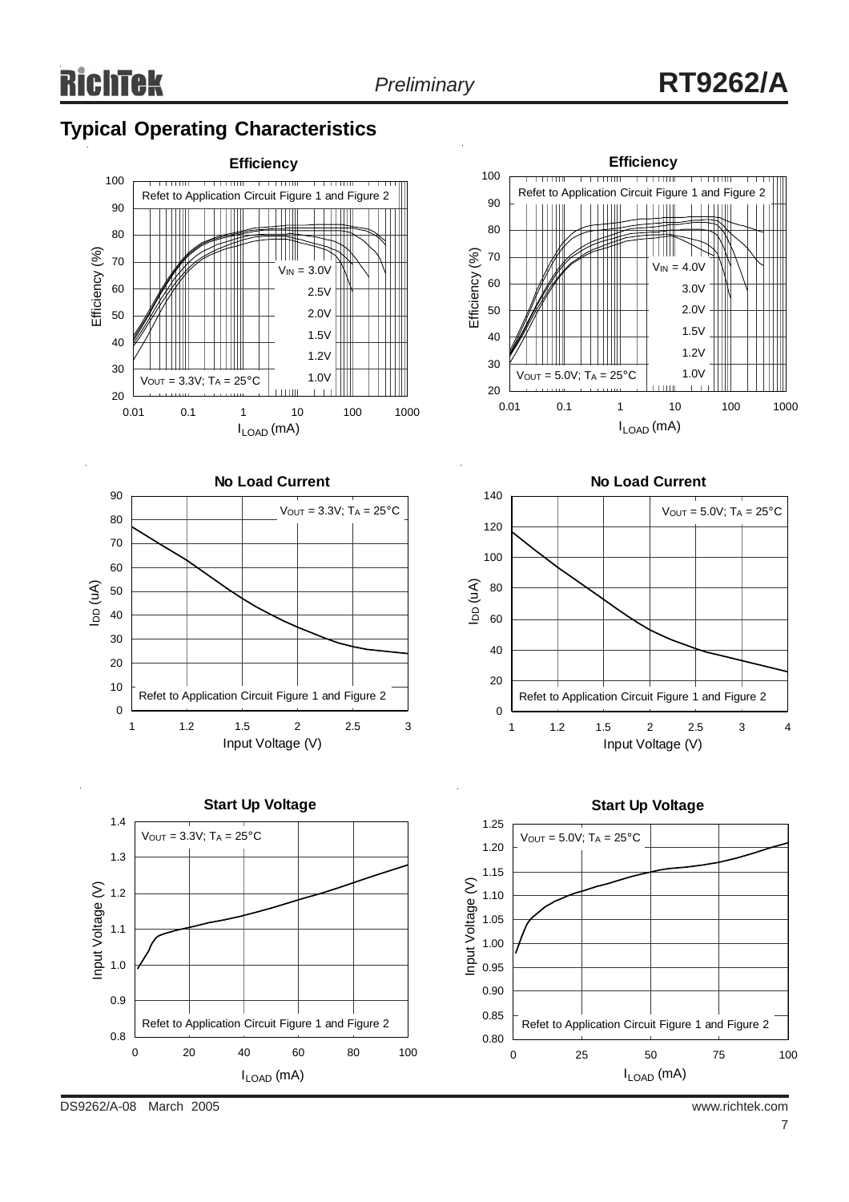## Typical Operating Characteristics

**Efficiency**

Refet to Application Circuit Figure 1 and Figure 2

$V_{OUT}$ = 3.3V; $T_A$ = 25°C

$V_{IN}$ = 3.0V, 2.5V, 2.0V, 1.5V, 1.2V, 1.0V

Efficiency (%) vs. $I_{LOAD}$ (mA)

**Efficiency**

Refet to Application Circuit Figure 1 and Figure 2

$V_{OUT}$ = 5.0V; $T_A$ = 25°C

$V_{IN}$ = 4.0V, 3.0V, 2.0V, 1.5V, 1.2V, 1.0V

Efficiency (%) vs. $I_{LOAD}$ (mA)

**No Load Current**

$V_{OUT}$ = 3.3V; $T_A$ = 25°C

Refet to Application Circuit Figure 1 and Figure 2

$I_{DD}$ (uA) vs. Input Voltage (V)

**No Load Current**

$V_{OUT}$ = 5.0V; $T_A$ = 25°C

Refet to Application Circuit Figure 1 and Figure 2

$I_{DD}$ (uA) vs. Input Voltage (V)

**Start Up Voltage**

$V_{OUT}$ = 3.3V; $T_A$ = 25°C

Refet to Application Circuit Figure 1 and Figure 2

Input Voltage (V) vs. $I_{LOAD}$ (mA)

**Start Up Voltage**

$V_{OUT}$ = 5.0V; $T_A$ = 25°C

Refet to Application Circuit Figure 1 and Figure 2

Input Voltage (V) vs. $I_{LOAD}$ (mA)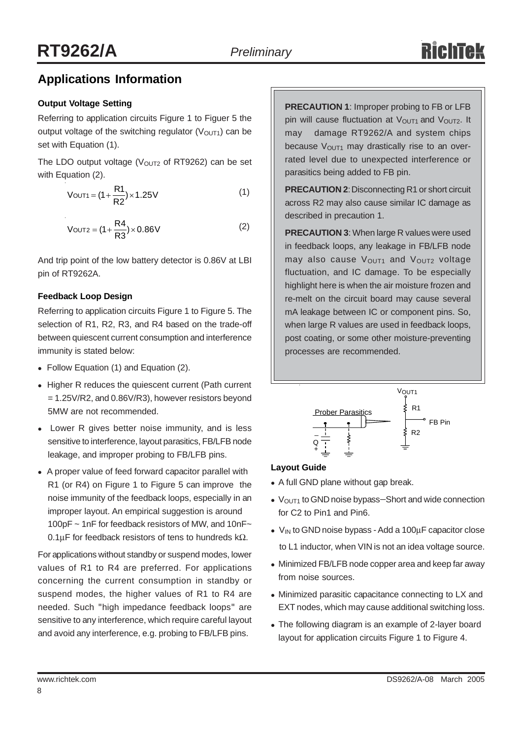## Applications Information

### Output Voltage Setting

Referring to application circuits Figure 1 to Figuer 5 the output voltage of the switching regulator ($V_{OUT1}$) can be set with Equation (1).

The LDO output voltage ($V_{OUT2}$ of RT9262) can be set with Equation (2).

$$V_{OUT1} = (1 + \frac{R1}{R2}) \times 1.25V \quad (1)$$

$$V_{OUT2} = (1 + \frac{R4}{R3}) \times 0.86V \quad (2)$$

And trip point of the low battery detector is 0.86V at LBI pin of RT9262A.

### Feedback Loop Design

Referring to application circuits Figure 1 to Figure 5. The selection of R1, R2, R3, and R4 based on the trade-off between quiescent current consumption and interference immunity is stated below:

- Follow Equation (1) and Equation (2).
- Higher R reduces the quiescent current (Path current = 1.25V/R2, and 0.86V/R3), however resistors beyond 5MW are not recommended.
- Lower R gives better noise immunity, and is less sensitive to interference, layout parasitics, FB/LFB node leakage, and improper probing to FB/LFB pins.
- A proper value of feed forward capacitor parallel with R1 (or R4) on Figure 1 to Figure 5 can improve the noise immunity of the feedback loops, especially in an improper layout. An empirical suggestion is around 100pF ~ 1nF for feedback resistors of MW, and 10nF~ 0.1μF for feedback resistors of tens to hundreds kΩ.

For applications without standby or suspend modes, lower values of R1 to R4 are preferred. For applications concerning the current consumption in standby or suspend modes, the higher values of R1 to R4 are needed. Such "high impedance feedback loops" are sensitive to any interference, which require careful layout and avoid any interference, e.g. probing to FB/LFB pins.

**PRECAUTION 1**: Improper probing to FB or LFB pin will cause fluctuation at $V_{OUT1}$ and $V_{OUT2}$. It may damage RT9262/A and system chips because $V_{OUT1}$ may drastically rise to an over-rated level due to unexpected interference or parasitics being added to FB pin.

**PRECAUTION 2**: Disconnecting R1 or short circuit across R2 may also cause similar IC damage as described in precaution 1.

**PRECAUTION 3**: When large R values were used in feedback loops, any leakage in FB/LFB node may also cause $V_{OUT1}$ and $V_{OUT2}$ voltage fluctuation, and IC damage. To be especially highlight here is when the air moisture frozen and re-melt on the circuit board may cause several mA leakage between IC or component pins. So, when large R values are used in feedback loops, post coating, or some other moisture-preventing processes are recommended.

$V_{OUT1}$ R1 R2 FB Pin Prober Parasitics Q

### Layout Guide

- A full GND plane without gap break.
- $V_{OUT1}$ to GND noise bypass–Short and wide connection for C2 to Pin1 and Pin6.
- $V_{IN}$ to GND noise bypass - Add a 100μF capacitor close to L1 inductor, when VIN is not an idea voltage source.
- Minimized FB/LFB node copper area and keep far away from noise sources.
- Minimized parasitic capacitance connecting to LX and EXT nodes, which may cause additional switching loss.
- The following diagram is an example of 2-layer board layout for application circuits Figure 1 to Figure 4.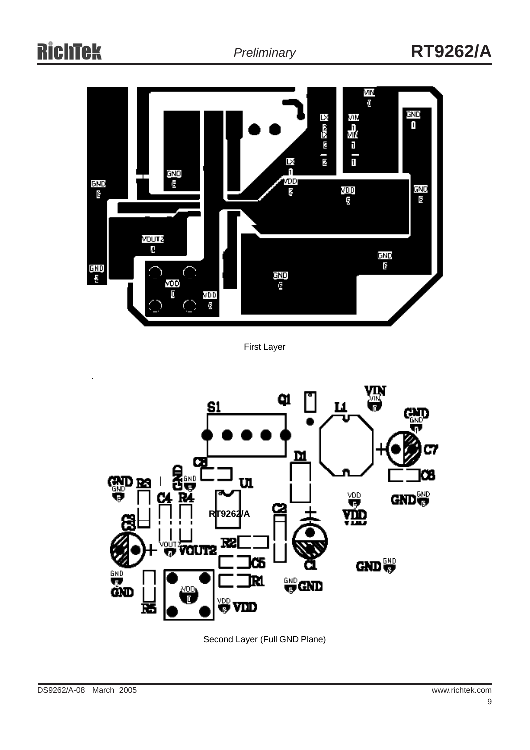First Layer

Second Layer (Full GND Plane)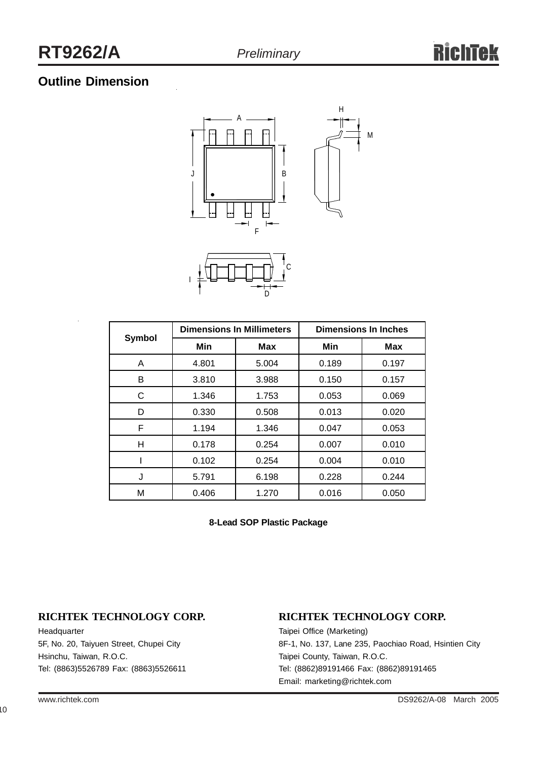## Outline Dimension

| Symbol | Dimensions In Millimeters | | Dimensions In Inches | |
|---|---|---|---|---|
| | Min | Max | Min | Max |
| A | 4.801 | 5.004 | 0.189 | 0.197 |
| B | 3.810 | 3.988 | 0.150 | 0.157 |
| C | 1.346 | 1.753 | 0.053 | 0.069 |
| D | 0.330 | 0.508 | 0.013 | 0.020 |
| F | 1.194 | 1.346 | 0.047 | 0.053 |
| H | 0.178 | 0.254 | 0.007 | 0.010 |
| I | 0.102 | 0.254 | 0.004 | 0.010 |
| J | 5.791 | 6.198 | 0.228 | 0.244 |
| M | 0.406 | 1.270 | 0.016 | 0.050 |

**8-Lead SOP Plastic Package**

**RICHTEK TECHNOLOGY CORP.**

Headquarter
5F, No. 20, Taiyuen Street, Chupei City
Hsinchu, Taiwan, R.O.C.
Tel: (8863)5526789 Fax: (8863)5526611

**RICHTEK TECHNOLOGY CORP.**

Taipei Office (Marketing)
8F-1, No. 137, Lane 235, Paochiao Road, Hsintien City
Taipei County, Taiwan, R.O.C.
Tel: (8862)89191466 Fax: (8862)89191465
Email: marketing@richtek.com